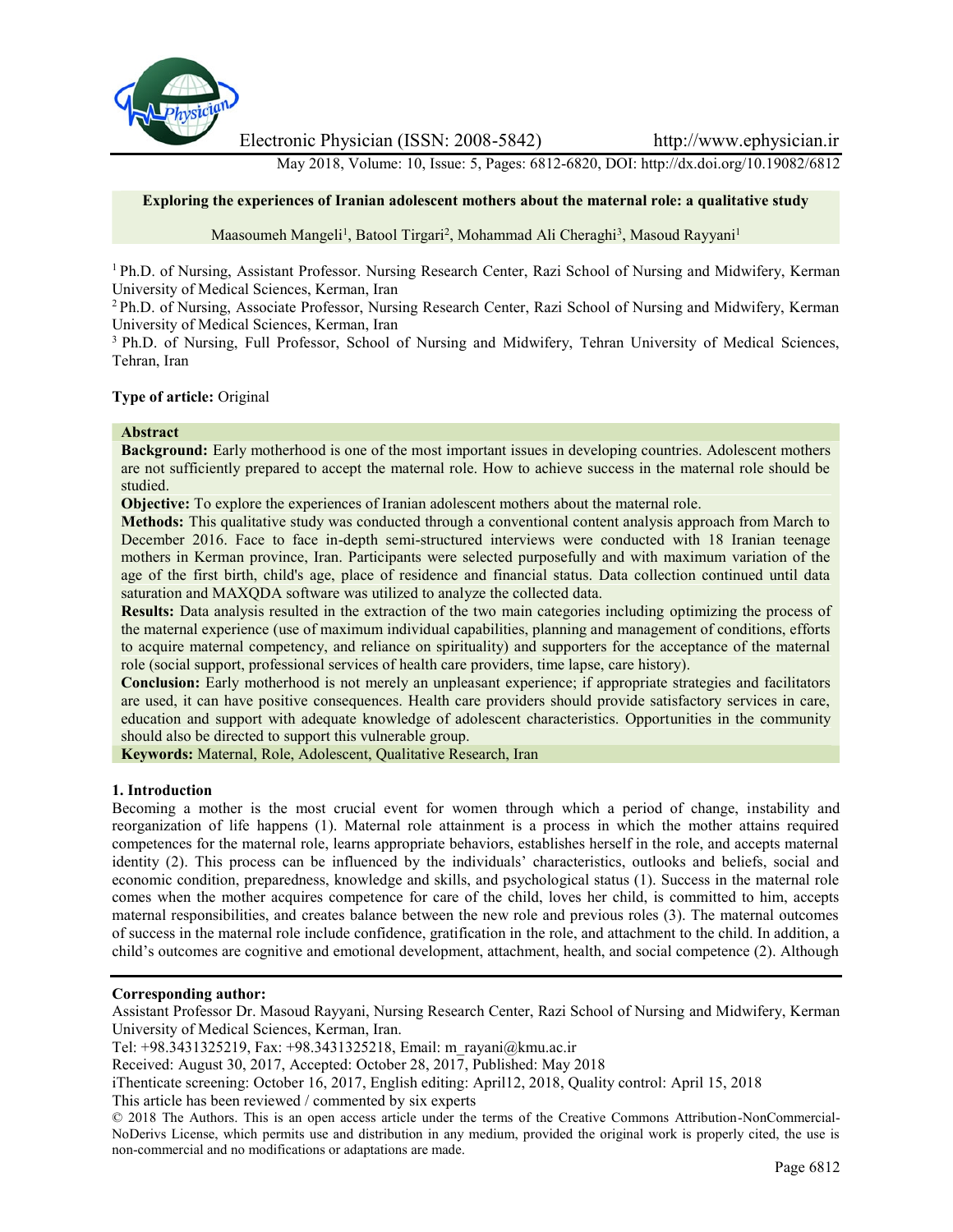Electronic Physician (ISSN: 2008-5842) http://www.ephysician.ir

May 2018, Volume: 10, Issue: 5, Pages: 6812-6820, DOI: http://dx.doi.org/10.19082/6812

# Exploring the experiences of Iranian adolescent mothers about the maternal role: a qualitative study

Maasoumeh Mangeli[1], Batool Tirgari[2], Mohammad Ali Cheraghi[3], Masoud Rayyani[1]

[1] Ph.D. of Nursing, Assistant Professor. Nursing Research Center, Razi School of Nursing and Midwifery, Kerman University of Medical Sciences, Kerman, Iran

[2] Ph.D. of Nursing, Associate Professor, Nursing Research Center, Razi School of Nursing and Midwifery, Kerman University of Medical Sciences, Kerman, Iran

[3] Ph.D. of Nursing, Full Professor, School of Nursing and Midwifery, Tehran University of Medical Sciences, Tehran, Iran

**Type of article:** Original

## Abstract

**Background:** Early motherhood is one of the most important issues in developing countries. Adolescent mothers are not sufficiently prepared to accept the maternal role. How to achieve success in the maternal role should be studied.

**Objective:** To explore the experiences of Iranian adolescent mothers about the maternal role.

**Methods:** This qualitative study was conducted through a conventional content analysis approach from March to December 2016. Face to face in-depth semi-structured interviews were conducted with 18 Iranian teenage mothers in Kerman province, Iran. Participants were selected purposefully and with maximum variation of the age of the first birth, child's age, place of residence and financial status. Data collection continued until data saturation and MAXQDA software was utilized to analyze the collected data.

**Results:** Data analysis resulted in the extraction of the two main categories including optimizing the process of the maternal experience (use of maximum individual capabilities, planning and management of conditions, efforts to acquire maternal competency, and reliance on spirituality) and supporters for the acceptance of the maternal role (social support, professional services of health care providers, time lapse, care history).

**Conclusion:** Early motherhood is not merely an unpleasant experience; if appropriate strategies and facilitators are used, it can have positive consequences. Health care providers should provide satisfactory services in care, education and support with adequate knowledge of adolescent characteristics. Opportunities in the community should also be directed to support this vulnerable group.

**Keywords:** Maternal, Role, Adolescent, Qualitative Research, Iran

## 1. Introduction

Becoming a mother is the most crucial event for women through which a period of change, instability and reorganization of life happens (1). Maternal role attainment is a process in which the mother attains required competences for the maternal role, learns appropriate behaviors, establishes herself in the role, and accepts maternal identity (2). This process can be influenced by the individuals' characteristics, outlooks and beliefs, social and economic condition, preparedness, knowledge and skills, and psychological status (1). Success in the maternal role comes when the mother acquires competence for care of the child, loves her child, is committed to him, accepts maternal responsibilities, and creates balance between the new role and previous roles (3). The maternal outcomes of success in the maternal role include confidence, gratification in the role, and attachment to the child. In addition, a child's outcomes are cognitive and emotional development, attachment, health, and social competence (2). Although

**Corresponding author:**

Assistant Professor Dr. Masoud Rayyani, Nursing Research Center, Razi School of Nursing and Midwifery, Kerman University of Medical Sciences, Kerman, Iran.

Tel: +98.3431325219, Fax: +98.3431325218, Email: m_rayani@kmu.ac.ir

Received: August 30, 2017, Accepted: October 28, 2017, Published: May 2018

iThenticate screening: October 16, 2017, English editing: April12, 2018, Quality control: April 15, 2018

This article has been reviewed / commented by six experts

© 2018 The Authors. This is an open access article under the terms of the Creative Commons Attribution-NonCommercial-NoDerivs License, which permits use and distribution in any medium, provided the original work is properly cited, the use is non-commercial and no modifications or adaptations are made.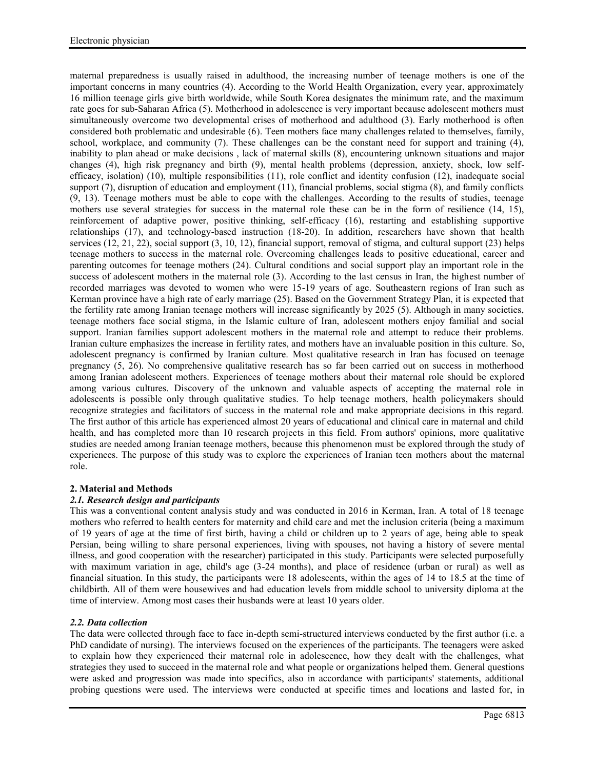maternal preparedness is usually raised in adulthood, the increasing number of teenage mothers is one of the important concerns in many countries (4). According to the World Health Organization, every year, approximately 16 million teenage girls give birth worldwide, while South Korea designates the minimum rate, and the maximum rate goes for sub-Saharan Africa (5). Motherhood in adolescence is very important because adolescent mothers must simultaneously overcome two developmental crises of motherhood and adulthood (3). Early motherhood is often considered both problematic and undesirable (6). Teen mothers face many challenges related to themselves, family, school, workplace, and community (7). These challenges can be the constant need for support and training (4), inability to plan ahead or make decisions , lack of maternal skills (8), encountering unknown situations and major changes (4), high risk pregnancy and birth (9), mental health problems (depression, anxiety, shock, low self-efficacy, isolation) (10), multiple responsibilities (11), role conflict and identity confusion (12), inadequate social support (7), disruption of education and employment (11), financial problems, social stigma (8), and family conflicts (9, 13). Teenage mothers must be able to cope with the challenges. According to the results of studies, teenage mothers use several strategies for success in the maternal role these can be in the form of resilience (14, 15), reinforcement of adaptive power, positive thinking, self-efficacy (16), restarting and establishing supportive relationships (17), and technology-based instruction (18-20). In addition, researchers have shown that health services (12, 21, 22), social support (3, 10, 12), financial support, removal of stigma, and cultural support (23) helps teenage mothers to success in the maternal role. Overcoming challenges leads to positive educational, career and parenting outcomes for teenage mothers (24). Cultural conditions and social support play an important role in the success of adolescent mothers in the maternal role (3). According to the last census in Iran, the highest number of recorded marriages was devoted to women who were 15-19 years of age. Southeastern regions of Iran such as Kerman province have a high rate of early marriage (25). Based on the Government Strategy Plan, it is expected that the fertility rate among Iranian teenage mothers will increase significantly by 2025 (5). Although in many societies, teenage mothers face social stigma, in the Islamic culture of Iran, adolescent mothers enjoy familial and social support. Iranian families support adolescent mothers in the maternal role and attempt to reduce their problems. Iranian culture emphasizes the increase in fertility rates, and mothers have an invaluable position in this culture. So, adolescent pregnancy is confirmed by Iranian culture. Most qualitative research in Iran has focused on teenage pregnancy (5, 26). No comprehensive qualitative research has so far been carried out on success in motherhood among Iranian adolescent mothers. Experiences of teenage mothers about their maternal role should be explored among various cultures. Discovery of the unknown and valuable aspects of accepting the maternal role in adolescents is possible only through qualitative studies. To help teenage mothers, health policymakers should recognize strategies and facilitators of success in the maternal role and make appropriate decisions in this regard. The first author of this article has experienced almost 20 years of educational and clinical care in maternal and child health, and has completed more than 10 research projects in this field. From authors' opinions, more qualitative studies are needed among Iranian teenage mothers, because this phenomenon must be explored through the study of experiences. The purpose of this study was to explore the experiences of Iranian teen mothers about the maternal role.

## 2. Material and Methods

### *2.1. Research design and participants*

This was a conventional content analysis study and was conducted in 2016 in Kerman, Iran. A total of 18 teenage mothers who referred to health centers for maternity and child care and met the inclusion criteria (being a maximum of 19 years of age at the time of first birth, having a child or children up to 2 years of age, being able to speak Persian, being willing to share personal experiences, living with spouses, not having a history of severe mental illness, and good cooperation with the researcher) participated in this study. Participants were selected purposefully with maximum variation in age, child's age (3-24 months), and place of residence (urban or rural) as well as financial situation. In this study, the participants were 18 adolescents, within the ages of 14 to 18.5 at the time of childbirth. All of them were housewives and had education levels from middle school to university diploma at the time of interview. Among most cases their husbands were at least 10 years older.

### *2.2. Data collection*

The data were collected through face to face in-depth semi-structured interviews conducted by the first author (i.e. a PhD candidate of nursing). The interviews focused on the experiences of the participants. The teenagers were asked to explain how they experienced their maternal role in adolescence, how they dealt with the challenges, what strategies they used to succeed in the maternal role and what people or organizations helped them. General questions were asked and progression was made into specifics, also in accordance with participants' statements, additional probing questions were used. The interviews were conducted at specific times and locations and lasted for, in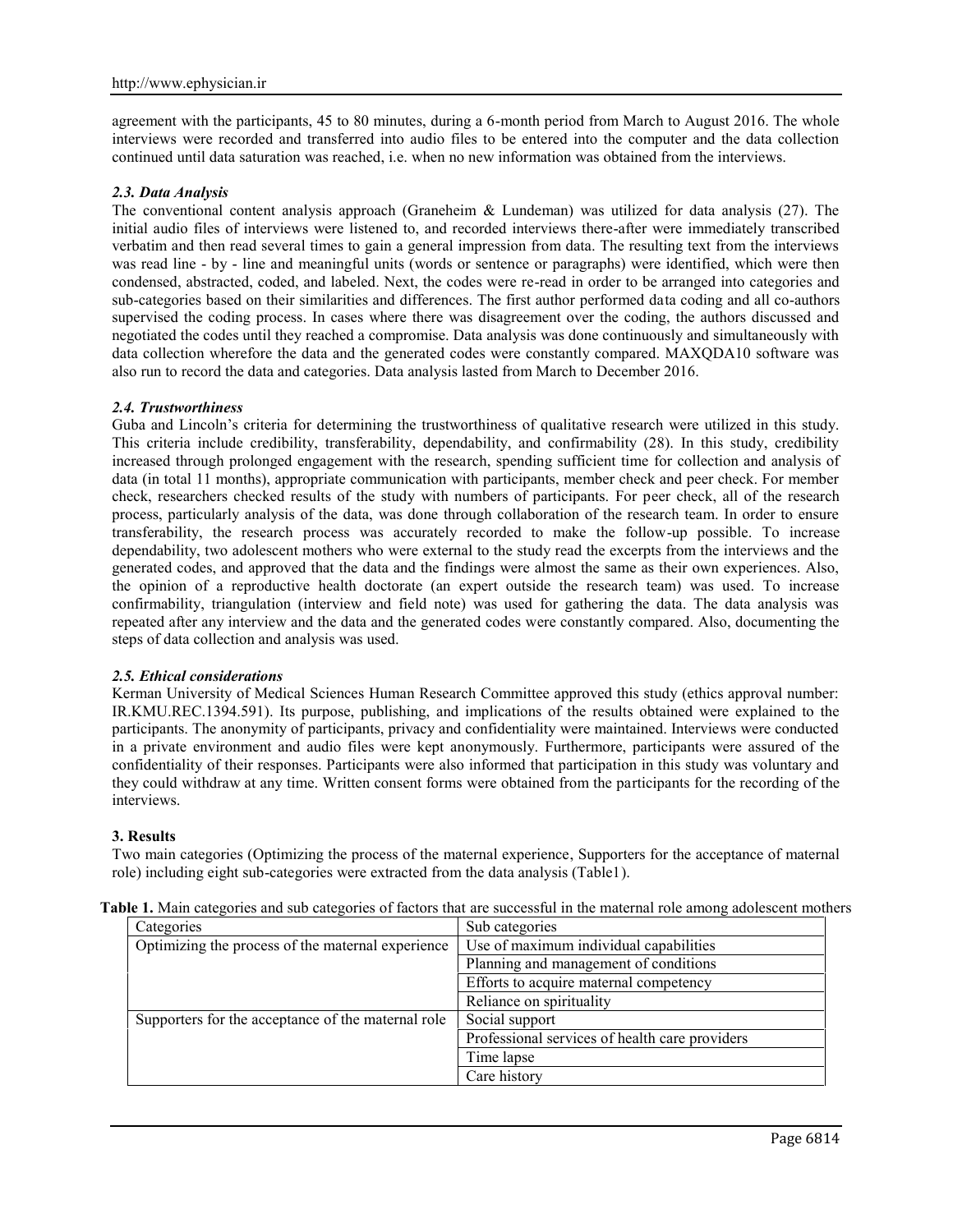agreement with the participants, 45 to 80 minutes, during a 6-month period from March to August 2016. The whole interviews were recorded and transferred into audio files to be entered into the computer and the data collection continued until data saturation was reached, i.e. when no new information was obtained from the interviews.

### *2.3. Data Analysis*

The conventional content analysis approach (Graneheim & Lundeman) was utilized for data analysis (27). The initial audio files of interviews were listened to, and recorded interviews there-after were immediately transcribed verbatim and then read several times to gain a general impression from data. The resulting text from the interviews was read line - by - line and meaningful units (words or sentence or paragraphs) were identified, which were then condensed, abstracted, coded, and labeled. Next, the codes were re-read in order to be arranged into categories and sub-categories based on their similarities and differences. The first author performed data coding and all co-authors supervised the coding process. In cases where there was disagreement over the coding, the authors discussed and negotiated the codes until they reached a compromise. Data analysis was done continuously and simultaneously with data collection wherefore the data and the generated codes were constantly compared. MAXQDA10 software was also run to record the data and categories. Data analysis lasted from March to December 2016.

### *2.4. Trustworthiness*

Guba and Lincoln's criteria for determining the trustworthiness of qualitative research were utilized in this study. This criteria include credibility, transferability, dependability, and confirmability (28). In this study, credibility increased through prolonged engagement with the research, spending sufficient time for collection and analysis of data (in total 11 months), appropriate communication with participants, member check and peer check. For member check, researchers checked results of the study with numbers of participants. For peer check, all of the research process, particularly analysis of the data, was done through collaboration of the research team. In order to ensure transferability, the research process was accurately recorded to make the follow-up possible. To increase dependability, two adolescent mothers who were external to the study read the excerpts from the interviews and the generated codes, and approved that the data and the findings were almost the same as their own experiences. Also, the opinion of a reproductive health doctorate (an expert outside the research team) was used. To increase confirmability, triangulation (interview and field note) was used for gathering the data. The data analysis was repeated after any interview and the data and the generated codes were constantly compared. Also, documenting the steps of data collection and analysis was used.

### *2.5. Ethical considerations*

Kerman University of Medical Sciences Human Research Committee approved this study (ethics approval number: IR.KMU.REC.1394.591). Its purpose, publishing, and implications of the results obtained were explained to the participants. The anonymity of participants, privacy and confidentiality were maintained. Interviews were conducted in a private environment and audio files were kept anonymously. Furthermore, participants were assured of the confidentiality of their responses. Participants were also informed that participation in this study was voluntary and they could withdraw at any time. Written consent forms were obtained from the participants for the recording of the interviews.

## 3. Results

Two main categories (Optimizing the process of the maternal experience, Supporters for the acceptance of maternal role) including eight sub-categories were extracted from the data analysis (Table1).

**Table 1.** Main categories and sub categories of factors that are successful in the maternal role among adolescent mothers

| Categories | Sub categories |
|---|---|
| Optimizing the process of the maternal experience | Use of maximum individual capabilities |
| | Planning and management of conditions |
| | Efforts to acquire maternal competency |
| | Reliance on spirituality |
| Supporters for the acceptance of the maternal role | Social support |
| | Professional services of health care providers |
| | Time lapse |
| | Care history |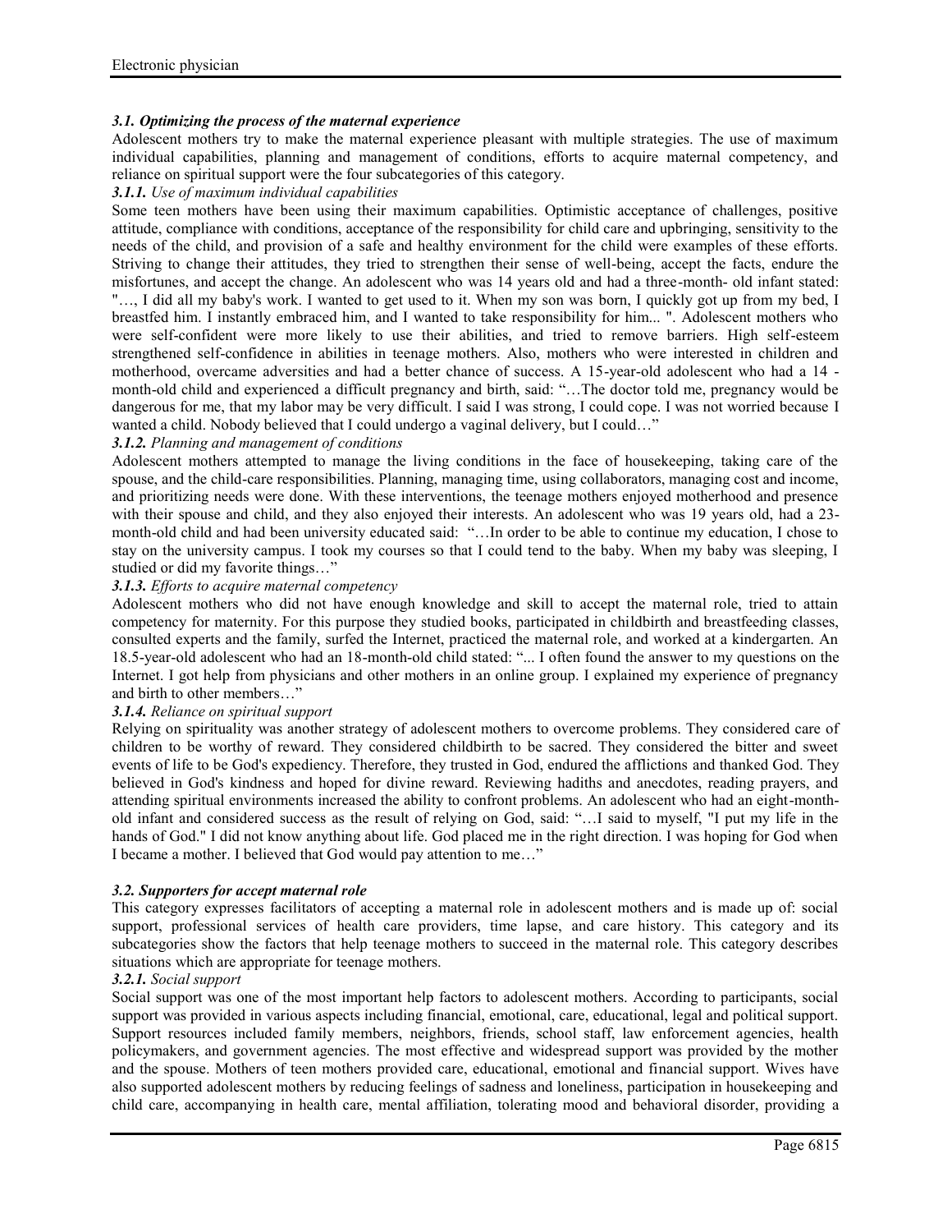### *3.1. Optimizing the process of the maternal experience*

Adolescent mothers try to make the maternal experience pleasant with multiple strategies. The use of maximum individual capabilities, planning and management of conditions, efforts to acquire maternal competency, and reliance on spiritual support were the four subcategories of this category.

#### *3.1.1. Use of maximum individual capabilities*

Some teen mothers have been using their maximum capabilities. Optimistic acceptance of challenges, positive attitude, compliance with conditions, acceptance of the responsibility for child care and upbringing, sensitivity to the needs of the child, and provision of a safe and healthy environment for the child were examples of these efforts. Striving to change their attitudes, they tried to strengthen their sense of well-being, accept the facts, endure the misfortunes, and accept the change. An adolescent who was 14 years old and had a three-month- old infant stated: "…, I did all my baby's work. I wanted to get used to it. When my son was born, I quickly got up from my bed, I breastfed him. I instantly embraced him, and I wanted to take responsibility for him... ". Adolescent mothers who were self-confident were more likely to use their abilities, and tried to remove barriers. High self-esteem strengthened self-confidence in abilities in teenage mothers. Also, mothers who were interested in children and motherhood, overcame adversities and had a better chance of success. A 15-year-old adolescent who had a 14 - month-old child and experienced a difficult pregnancy and birth, said: "…The doctor told me, pregnancy would be dangerous for me, that my labor may be very difficult. I said I was strong, I could cope. I was not worried because I wanted a child. Nobody believed that I could undergo a vaginal delivery, but I could…"

#### *3.1.2. Planning and management of conditions*

Adolescent mothers attempted to manage the living conditions in the face of housekeeping, taking care of the spouse, and the child-care responsibilities. Planning, managing time, using collaborators, managing cost and income, and prioritizing needs were done. With these interventions, the teenage mothers enjoyed motherhood and presence with their spouse and child, and they also enjoyed their interests. An adolescent who was 19 years old, had a 23-month-old child and had been university educated said: "…In order to be able to continue my education, I chose to stay on the university campus. I took my courses so that I could tend to the baby. When my baby was sleeping, I studied or did my favorite things…"

#### *3.1.3. Efforts to acquire maternal competency*

Adolescent mothers who did not have enough knowledge and skill to accept the maternal role, tried to attain competency for maternity. For this purpose they studied books, participated in childbirth and breastfeeding classes, consulted experts and the family, surfed the Internet, practiced the maternal role, and worked at a kindergarten. An 18.5-year-old adolescent who had an 18-month-old child stated: "... I often found the answer to my questions on the Internet. I got help from physicians and other mothers in an online group. I explained my experience of pregnancy and birth to other members…"

#### *3.1.4. Reliance on spiritual support*

Relying on spirituality was another strategy of adolescent mothers to overcome problems. They considered care of children to be worthy of reward. They considered childbirth to be sacred. They considered the bitter and sweet events of life to be God's expediency. Therefore, they trusted in God, endured the afflictions and thanked God. They believed in God's kindness and hoped for divine reward. Reviewing hadiths and anecdotes, reading prayers, and attending spiritual environments increased the ability to confront problems. An adolescent who had an eight-month-old infant and considered success as the result of relying on God, said: "…I said to myself, "I put my life in the hands of God." I did not know anything about life. God placed me in the right direction. I was hoping for God when I became a mother. I believed that God would pay attention to me…"

### *3.2. Supporters for accept maternal role*

This category expresses facilitators of accepting a maternal role in adolescent mothers and is made up of: social support, professional services of health care providers, time lapse, and care history. This category and its subcategories show the factors that help teenage mothers to succeed in the maternal role. This category describes situations which are appropriate for teenage mothers.

#### *3.2.1. Social support*

Social support was one of the most important help factors to adolescent mothers. According to participants, social support was provided in various aspects including financial, emotional, care, educational, legal and political support. Support resources included family members, neighbors, friends, school staff, law enforcement agencies, health policymakers, and government agencies. The most effective and widespread support was provided by the mother and the spouse. Mothers of teen mothers provided care, educational, emotional and financial support. Wives have also supported adolescent mothers by reducing feelings of sadness and loneliness, participation in housekeeping and child care, accompanying in health care, mental affiliation, tolerating mood and behavioral disorder, providing a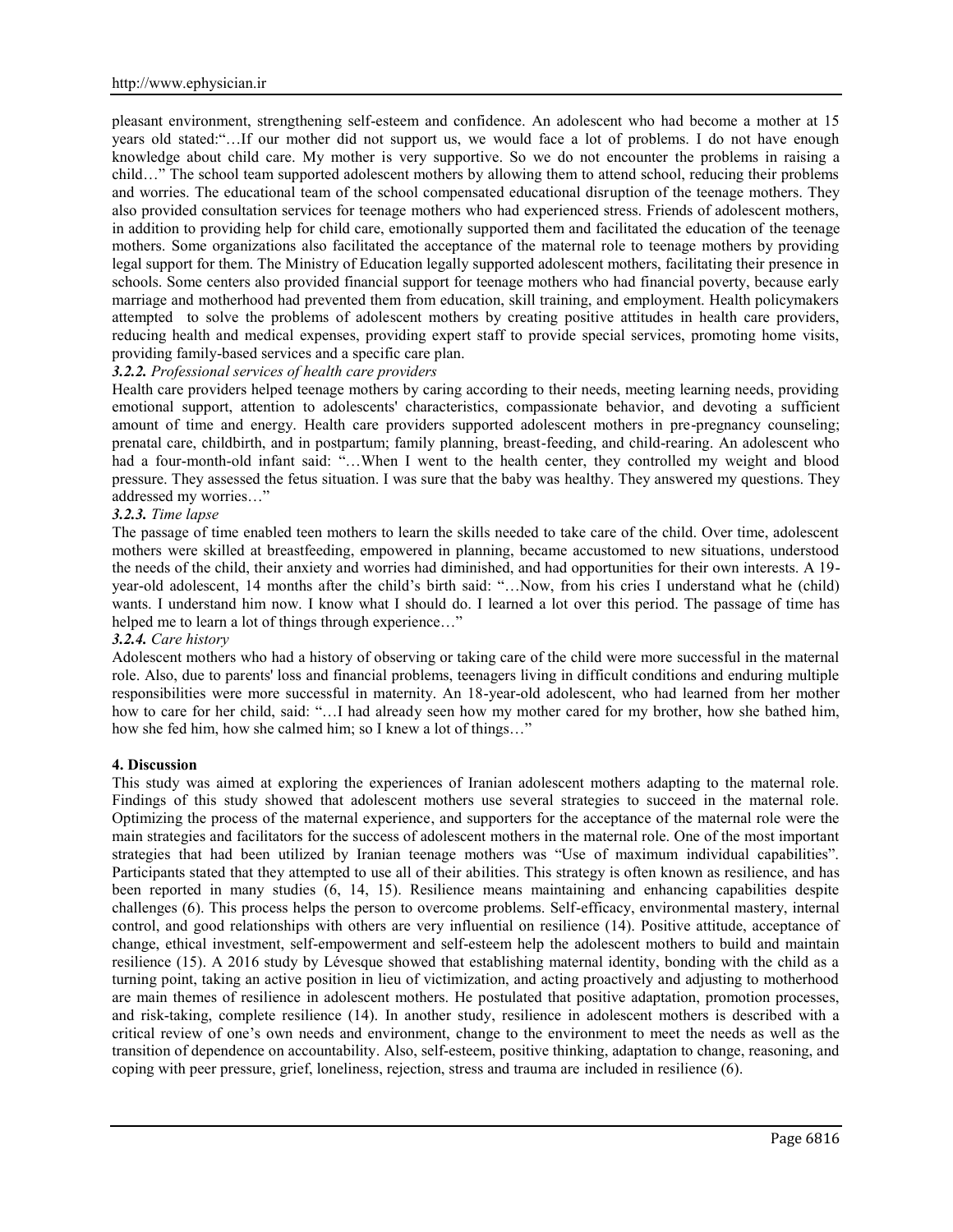pleasant environment, strengthening self-esteem and confidence. An adolescent who had become a mother at 15 years old stated:"…If our mother did not support us, we would face a lot of problems. I do not have enough knowledge about child care. My mother is very supportive. So we do not encounter the problems in raising a child…" The school team supported adolescent mothers by allowing them to attend school, reducing their problems and worries. The educational team of the school compensated educational disruption of the teenage mothers. They also provided consultation services for teenage mothers who had experienced stress. Friends of adolescent mothers, in addition to providing help for child care, emotionally supported them and facilitated the education of the teenage mothers. Some organizations also facilitated the acceptance of the maternal role to teenage mothers by providing legal support for them. The Ministry of Education legally supported adolescent mothers, facilitating their presence in schools. Some centers also provided financial support for teenage mothers who had financial poverty, because early marriage and motherhood had prevented them from education, skill training, and employment. Health policymakers attempted to solve the problems of adolescent mothers by creating positive attitudes in health care providers, reducing health and medical expenses, providing expert staff to provide special services, promoting home visits, providing family-based services and a specific care plan.

#### *3.2.2. Professional services of health care providers*

Health care providers helped teenage mothers by caring according to their needs, meeting learning needs, providing emotional support, attention to adolescents' characteristics, compassionate behavior, and devoting a sufficient amount of time and energy. Health care providers supported adolescent mothers in pre-pregnancy counseling; prenatal care, childbirth, and in postpartum; family planning, breast-feeding, and child-rearing. An adolescent who had a four-month-old infant said: "…When I went to the health center, they controlled my weight and blood pressure. They assessed the fetus situation. I was sure that the baby was healthy. They answered my questions. They addressed my worries…"

#### *3.2.3. Time lapse*

The passage of time enabled teen mothers to learn the skills needed to take care of the child. Over time, adolescent mothers were skilled at breastfeeding, empowered in planning, became accustomed to new situations, understood the needs of the child, their anxiety and worries had diminished, and had opportunities for their own interests. A 19-year-old adolescent, 14 months after the child's birth said: "…Now, from his cries I understand what he (child) wants. I understand him now. I know what I should do. I learned a lot over this period. The passage of time has helped me to learn a lot of things through experience…"

#### *3.2.4. Care history*

Adolescent mothers who had a history of observing or taking care of the child were more successful in the maternal role. Also, due to parents' loss and financial problems, teenagers living in difficult conditions and enduring multiple responsibilities were more successful in maternity. An 18-year-old adolescent, who had learned from her mother how to care for her child, said: "…I had already seen how my mother cared for my brother, how she bathed him, how she fed him, how she calmed him; so I knew a lot of things…"

## 4. Discussion

This study was aimed at exploring the experiences of Iranian adolescent mothers adapting to the maternal role. Findings of this study showed that adolescent mothers use several strategies to succeed in the maternal role. Optimizing the process of the maternal experience, and supporters for the acceptance of the maternal role were the main strategies and facilitators for the success of adolescent mothers in the maternal role. One of the most important strategies that had been utilized by Iranian teenage mothers was "Use of maximum individual capabilities". Participants stated that they attempted to use all of their abilities. This strategy is often known as resilience, and has been reported in many studies (6, 14, 15). Resilience means maintaining and enhancing capabilities despite challenges (6). This process helps the person to overcome problems. Self-efficacy, environmental mastery, internal control, and good relationships with others are very influential on resilience (14). Positive attitude, acceptance of change, ethical investment, self-empowerment and self-esteem help the adolescent mothers to build and maintain resilience (15). A 2016 study by Lévesque showed that establishing maternal identity, bonding with the child as a turning point, taking an active position in lieu of victimization, and acting proactively and adjusting to motherhood are main themes of resilience in adolescent mothers. He postulated that positive adaptation, promotion processes, and risk-taking, complete resilience (14). In another study, resilience in adolescent mothers is described with a critical review of one's own needs and environment, change to the environment to meet the needs as well as the transition of dependence on accountability. Also, self-esteem, positive thinking, adaptation to change, reasoning, and coping with peer pressure, grief, loneliness, rejection, stress and trauma are included in resilience (6).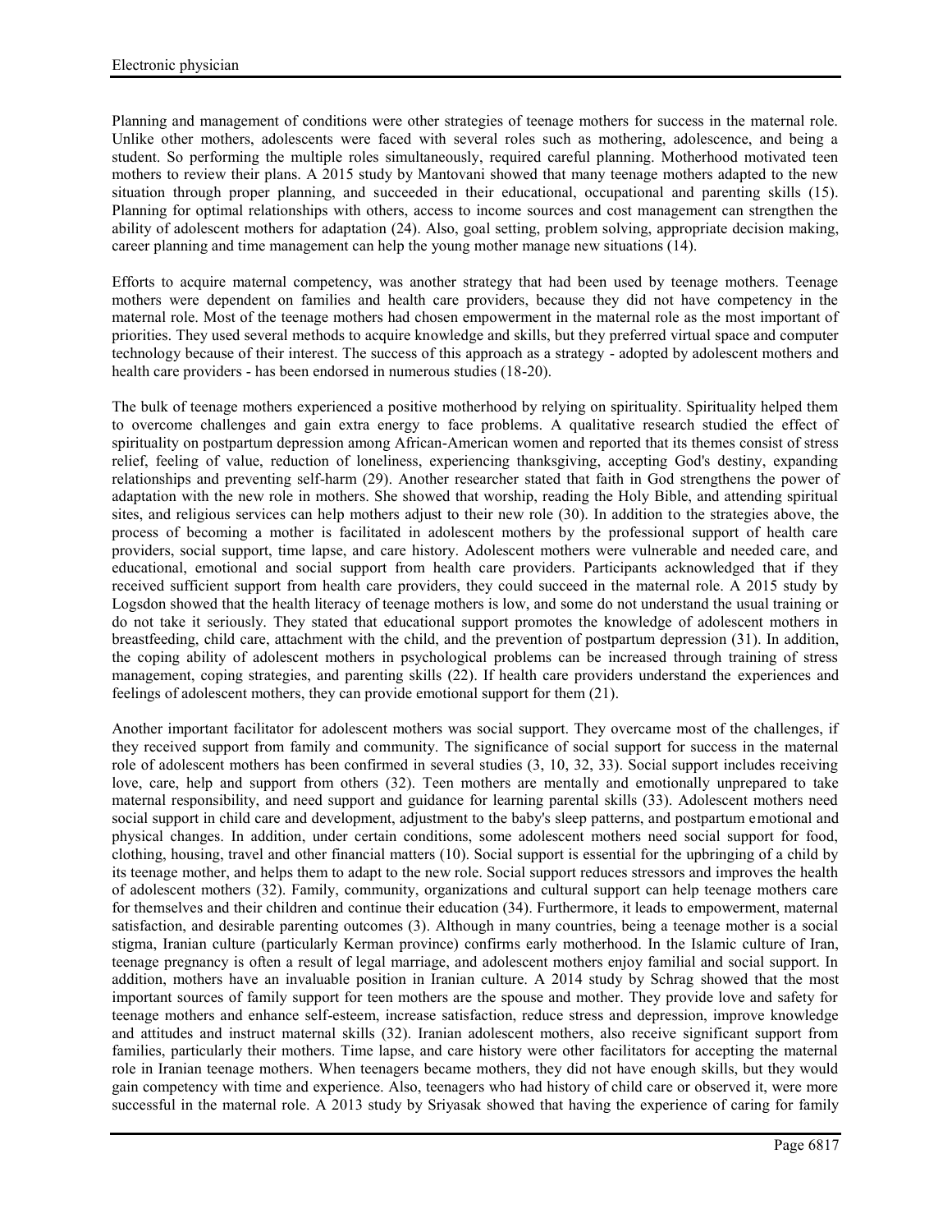Planning and management of conditions were other strategies of teenage mothers for success in the maternal role. Unlike other mothers, adolescents were faced with several roles such as mothering, adolescence, and being a student. So performing the multiple roles simultaneously, required careful planning. Motherhood motivated teen mothers to review their plans. A 2015 study by Mantovani showed that many teenage mothers adapted to the new situation through proper planning, and succeeded in their educational, occupational and parenting skills (15). Planning for optimal relationships with others, access to income sources and cost management can strengthen the ability of adolescent mothers for adaptation (24). Also, goal setting, problem solving, appropriate decision making, career planning and time management can help the young mother manage new situations (14).

Efforts to acquire maternal competency, was another strategy that had been used by teenage mothers. Teenage mothers were dependent on families and health care providers, because they did not have competency in the maternal role. Most of the teenage mothers had chosen empowerment in the maternal role as the most important of priorities. They used several methods to acquire knowledge and skills, but they preferred virtual space and computer technology because of their interest. The success of this approach as a strategy - adopted by adolescent mothers and health care providers - has been endorsed in numerous studies (18-20).

The bulk of teenage mothers experienced a positive motherhood by relying on spirituality. Spirituality helped them to overcome challenges and gain extra energy to face problems. A qualitative research studied the effect of spirituality on postpartum depression among African-American women and reported that its themes consist of stress relief, feeling of value, reduction of loneliness, experiencing thanksgiving, accepting God's destiny, expanding relationships and preventing self-harm (29). Another researcher stated that faith in God strengthens the power of adaptation with the new role in mothers. She showed that worship, reading the Holy Bible, and attending spiritual sites, and religious services can help mothers adjust to their new role (30). In addition to the strategies above, the process of becoming a mother is facilitated in adolescent mothers by the professional support of health care providers, social support, time lapse, and care history. Adolescent mothers were vulnerable and needed care, and educational, emotional and social support from health care providers. Participants acknowledged that if they received sufficient support from health care providers, they could succeed in the maternal role. A 2015 study by Logsdon showed that the health literacy of teenage mothers is low, and some do not understand the usual training or do not take it seriously. They stated that educational support promotes the knowledge of adolescent mothers in breastfeeding, child care, attachment with the child, and the prevention of postpartum depression (31). In addition, the coping ability of adolescent mothers in psychological problems can be increased through training of stress management, coping strategies, and parenting skills (22). If health care providers understand the experiences and feelings of adolescent mothers, they can provide emotional support for them (21).

Another important facilitator for adolescent mothers was social support. They overcame most of the challenges, if they received support from family and community. The significance of social support for success in the maternal role of adolescent mothers has been confirmed in several studies (3, 10, 32, 33). Social support includes receiving love, care, help and support from others (32). Teen mothers are mentally and emotionally unprepared to take maternal responsibility, and need support and guidance for learning parental skills (33). Adolescent mothers need social support in child care and development, adjustment to the baby's sleep patterns, and postpartum emotional and physical changes. In addition, under certain conditions, some adolescent mothers need social support for food, clothing, housing, travel and other financial matters (10). Social support is essential for the upbringing of a child by its teenage mother, and helps them to adapt to the new role. Social support reduces stressors and improves the health of adolescent mothers (32). Family, community, organizations and cultural support can help teenage mothers care for themselves and their children and continue their education (34). Furthermore, it leads to empowerment, maternal satisfaction, and desirable parenting outcomes (3). Although in many countries, being a teenage mother is a social stigma, Iranian culture (particularly Kerman province) confirms early motherhood. In the Islamic culture of Iran, teenage pregnancy is often a result of legal marriage, and adolescent mothers enjoy familial and social support. In addition, mothers have an invaluable position in Iranian culture. A 2014 study by Schrag showed that the most important sources of family support for teen mothers are the spouse and mother. They provide love and safety for teenage mothers and enhance self-esteem, increase satisfaction, reduce stress and depression, improve knowledge and attitudes and instruct maternal skills (32). Iranian adolescent mothers, also receive significant support from families, particularly their mothers. Time lapse, and care history were other facilitators for accepting the maternal role in Iranian teenage mothers. When teenagers became mothers, they did not have enough skills, but they would gain competency with time and experience. Also, teenagers who had history of child care or observed it, were more successful in the maternal role. A 2013 study by Sriyasak showed that having the experience of caring for family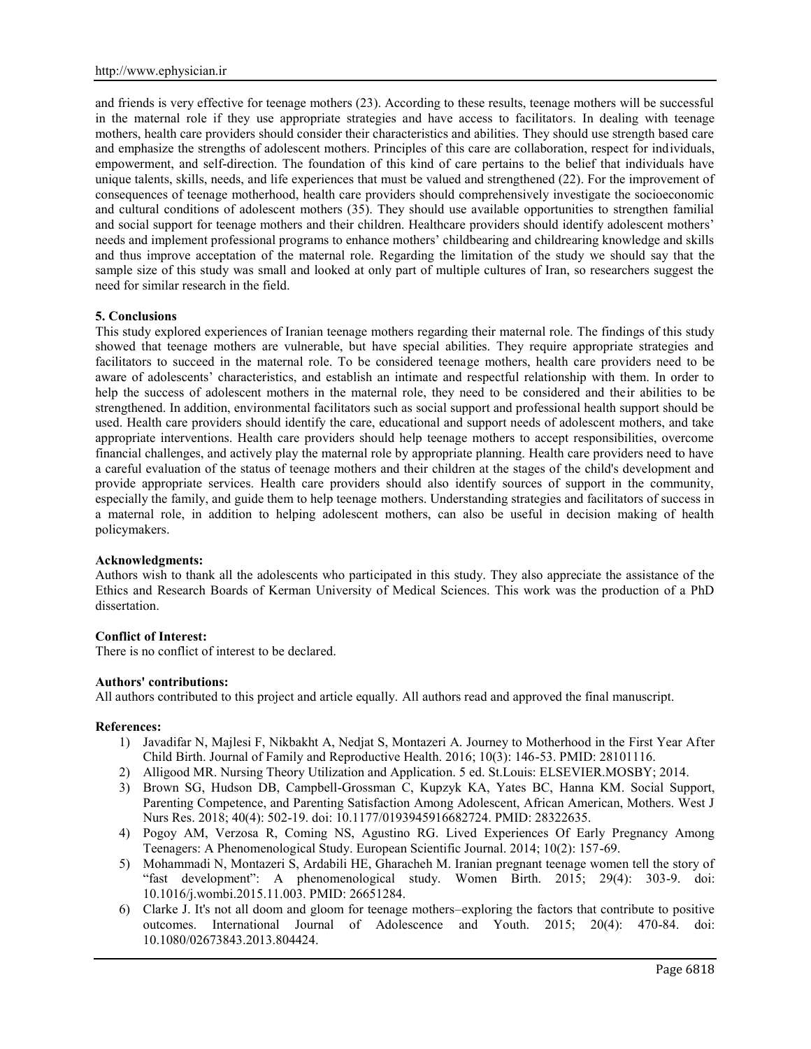and friends is very effective for teenage mothers (23). According to these results, teenage mothers will be successful in the maternal role if they use appropriate strategies and have access to facilitators. In dealing with teenage mothers, health care providers should consider their characteristics and abilities. They should use strength based care and emphasize the strengths of adolescent mothers. Principles of this care are collaboration, respect for individuals, empowerment, and self-direction. The foundation of this kind of care pertains to the belief that individuals have unique talents, skills, needs, and life experiences that must be valued and strengthened (22). For the improvement of consequences of teenage motherhood, health care providers should comprehensively investigate the socioeconomic and cultural conditions of adolescent mothers (35). They should use available opportunities to strengthen familial and social support for teenage mothers and their children. Healthcare providers should identify adolescent mothers' needs and implement professional programs to enhance mothers' childbearing and childrearing knowledge and skills and thus improve acceptation of the maternal role. Regarding the limitation of the study we should say that the sample size of this study was small and looked at only part of multiple cultures of Iran, so researchers suggest the need for similar research in the field.

**5. Conclusions**

This study explored experiences of Iranian teenage mothers regarding their maternal role. The findings of this study showed that teenage mothers are vulnerable, but have special abilities. They require appropriate strategies and facilitators to succeed in the maternal role. To be considered teenage mothers, health care providers need to be aware of adolescents' characteristics, and establish an intimate and respectful relationship with them. In order to help the success of adolescent mothers in the maternal role, they need to be considered and their abilities to be strengthened. In addition, environmental facilitators such as social support and professional health support should be used. Health care providers should identify the care, educational and support needs of adolescent mothers, and take appropriate interventions. Health care providers should help teenage mothers to accept responsibilities, overcome financial challenges, and actively play the maternal role by appropriate planning. Health care providers need to have a careful evaluation of the status of teenage mothers and their children at the stages of the child's development and provide appropriate services. Health care providers should also identify sources of support in the community, especially the family, and guide them to help teenage mothers. Understanding strategies and facilitators of success in a maternal role, in addition to helping adolescent mothers, can also be useful in decision making of health policymakers.

**Acknowledgments:**

Authors wish to thank all the adolescents who participated in this study. They also appreciate the assistance of the Ethics and Research Boards of Kerman University of Medical Sciences. This work was the production of a PhD dissertation.

**Conflict of Interest:**

There is no conflict of interest to be declared.

**Authors' contributions:**

All authors contributed to this project and article equally. All authors read and approved the final manuscript.

**References:**

1) Javadifar N, Majlesi F, Nikbakht A, Nedjat S, Montazeri A. Journey to Motherhood in the First Year After Child Birth. Journal of Family and Reproductive Health. 2016; 10(3): 146-53. PMID: 28101116.
2) Alligood MR. Nursing Theory Utilization and Application. 5 ed. St.Louis: ELSEVIER.MOSBY; 2014.
3) Brown SG, Hudson DB, Campbell-Grossman C, Kupzyk KA, Yates BC, Hanna KM. Social Support, Parenting Competence, and Parenting Satisfaction Among Adolescent, African American, Mothers. West J Nurs Res. 2018; 40(4): 502-19. doi: 10.1177/0193945916682724. PMID: 28322635.
4) Pogoy AM, Verzosa R, Coming NS, Agustino RG. Lived Experiences Of Early Pregnancy Among Teenagers: A Phenomenological Study. European Scientific Journal. 2014; 10(2): 157-69.
5) Mohammadi N, Montazeri S, Ardabili HE, Gharacheh M. Iranian pregnant teenage women tell the story of "fast development": A phenomenological study. Women Birth. 2015; 29(4): 303-9. doi: 10.1016/j.wombi.2015.11.003. PMID: 26651284.
6) Clarke J. It's not all doom and gloom for teenage mothers–exploring the factors that contribute to positive outcomes. International Journal of Adolescence and Youth. 2015; 20(4): 470-84. doi: 10.1080/02673843.2013.804424.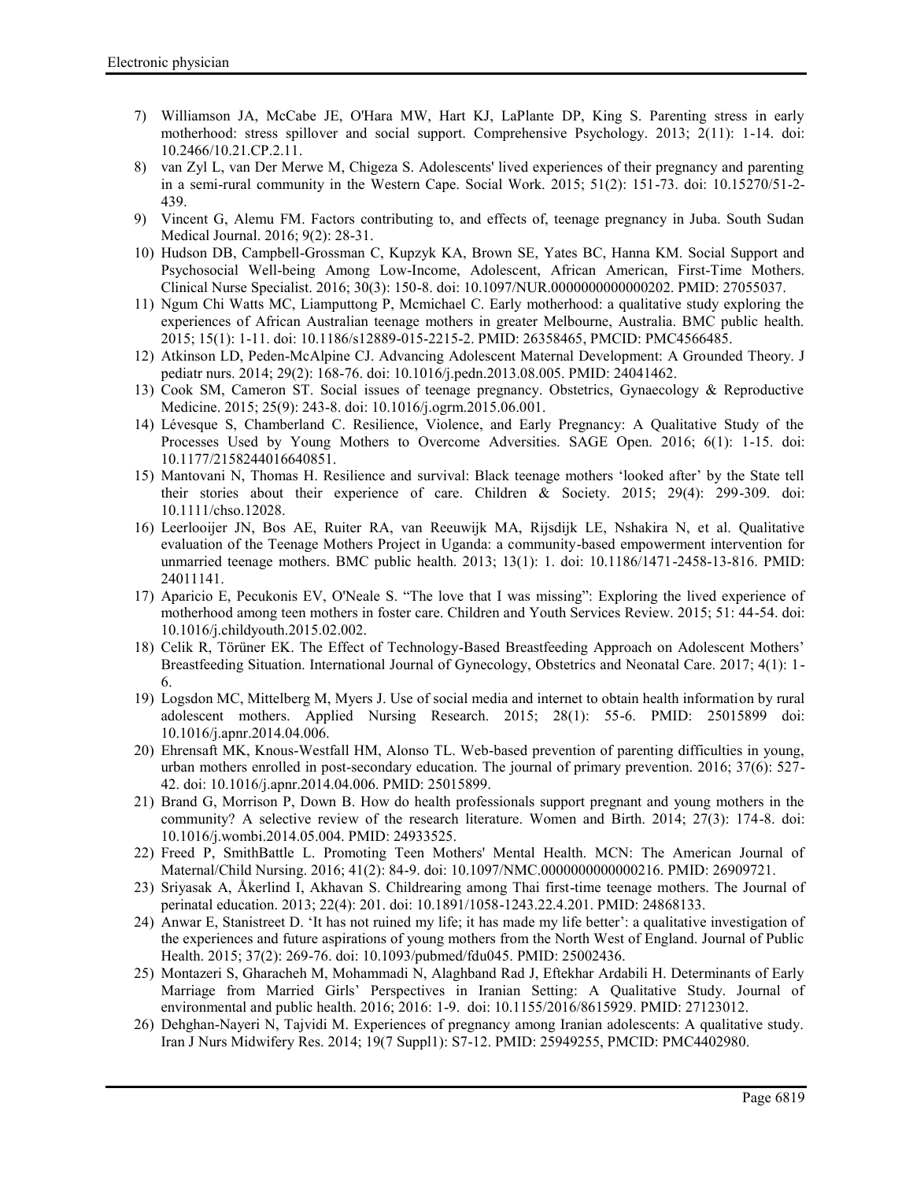7) Williamson JA, McCabe JE, O'Hara MW, Hart KJ, LaPlante DP, King S. Parenting stress in early motherhood: stress spillover and social support. Comprehensive Psychology. 2013; 2(11): 1-14. doi: 10.2466/10.21.CP.2.11.
8) van Zyl L, van Der Merwe M, Chigeza S. Adolescents' lived experiences of their pregnancy and parenting in a semi-rural community in the Western Cape. Social Work. 2015; 51(2): 151-73. doi: 10.15270/51-2-439.
9) Vincent G, Alemu FM. Factors contributing to, and effects of, teenage pregnancy in Juba. South Sudan Medical Journal. 2016; 9(2): 28-31.
10) Hudson DB, Campbell-Grossman C, Kupzyk KA, Brown SE, Yates BC, Hanna KM. Social Support and Psychosocial Well-being Among Low-Income, Adolescent, African American, First-Time Mothers. Clinical Nurse Specialist. 2016; 30(3): 150-8. doi: 10.1097/NUR.0000000000000202. PMID: 27055037.
11) Ngum Chi Watts MC, Liamputtong P, Mcmichael C. Early motherhood: a qualitative study exploring the experiences of African Australian teenage mothers in greater Melbourne, Australia. BMC public health. 2015; 15(1): 1-11. doi: 10.1186/s12889-015-2215-2. PMID: 26358465, PMCID: PMC4566485.
12) Atkinson LD, Peden-McAlpine CJ. Advancing Adolescent Maternal Development: A Grounded Theory. J pediatr nurs. 2014; 29(2): 168-76. doi: 10.1016/j.pedn.2013.08.005. PMID: 24041462.
13) Cook SM, Cameron ST. Social issues of teenage pregnancy. Obstetrics, Gynaecology & Reproductive Medicine. 2015; 25(9): 243-8. doi: 10.1016/j.ogrm.2015.06.001.
14) Lévesque S, Chamberland C. Resilience, Violence, and Early Pregnancy: A Qualitative Study of the Processes Used by Young Mothers to Overcome Adversities. SAGE Open. 2016; 6(1): 1-15. doi: 10.1177/2158244016640851.
15) Mantovani N, Thomas H. Resilience and survival: Black teenage mothers 'looked after' by the State tell their stories about their experience of care. Children & Society. 2015; 29(4): 299-309. doi: 10.1111/chso.12028.
16) Leerlooijer JN, Bos AE, Ruiter RA, van Reeuwijk MA, Rijsdijk LE, Nshakira N, et al. Qualitative evaluation of the Teenage Mothers Project in Uganda: a community-based empowerment intervention for unmarried teenage mothers. BMC public health. 2013; 13(1): 1. doi: 10.1186/1471-2458-13-816. PMID: 24011141.
17) Aparicio E, Pecukonis EV, O'Neale S. "The love that I was missing": Exploring the lived experience of motherhood among teen mothers in foster care. Children and Youth Services Review. 2015; 51: 44-54. doi: 10.1016/j.childyouth.2015.02.002.
18) Celik R, Törüner EK. The Effect of Technology-Based Breastfeeding Approach on Adolescent Mothers' Breastfeeding Situation. International Journal of Gynecology, Obstetrics and Neonatal Care. 2017; 4(1): 1-6.
19) Logsdon MC, Mittelberg M, Myers J. Use of social media and internet to obtain health information by rural adolescent mothers. Applied Nursing Research. 2015; 28(1): 55-6. PMID: 25015899 doi: 10.1016/j.apnr.2014.04.006.
20) Ehrensaft MK, Knous-Westfall HM, Alonso TL. Web-based prevention of parenting difficulties in young, urban mothers enrolled in post-secondary education. The journal of primary prevention. 2016; 37(6): 527-42. doi: 10.1016/j.apnr.2014.04.006. PMID: 25015899.
21) Brand G, Morrison P, Down B. How do health professionals support pregnant and young mothers in the community? A selective review of the research literature. Women and Birth. 2014; 27(3): 174-8. doi: 10.1016/j.wombi.2014.05.004. PMID: 24933525.
22) Freed P, SmithBattle L. Promoting Teen Mothers' Mental Health. MCN: The American Journal of Maternal/Child Nursing. 2016; 41(2): 84-9. doi: 10.1097/NMC.0000000000000216. PMID: 26909721.
23) Sriyasak A, Åkerlind I, Akhavan S. Childrearing among Thai first-time teenage mothers. The Journal of perinatal education. 2013; 22(4): 201. doi: 10.1891/1058-1243.22.4.201. PMID: 24868133.
24) Anwar E, Stanistreet D. 'It has not ruined my life; it has made my life better': a qualitative investigation of the experiences and future aspirations of young mothers from the North West of England. Journal of Public Health. 2015; 37(2): 269-76. doi: 10.1093/pubmed/fdu045. PMID: 25002436.
25) Montazeri S, Gharacheh M, Mohammadi N, Alaghband Rad J, Eftekhar Ardabili H. Determinants of Early Marriage from Married Girls' Perspectives in Iranian Setting: A Qualitative Study. Journal of environmental and public health. 2016; 2016: 1-9. doi: 10.1155/2016/8615929. PMID: 27123012.
26) Dehghan-Nayeri N, Tajvidi M. Experiences of pregnancy among Iranian adolescents: A qualitative study. Iran J Nurs Midwifery Res. 2014; 19(7 Suppl1): S7-12. PMID: 25949255, PMCID: PMC4402980.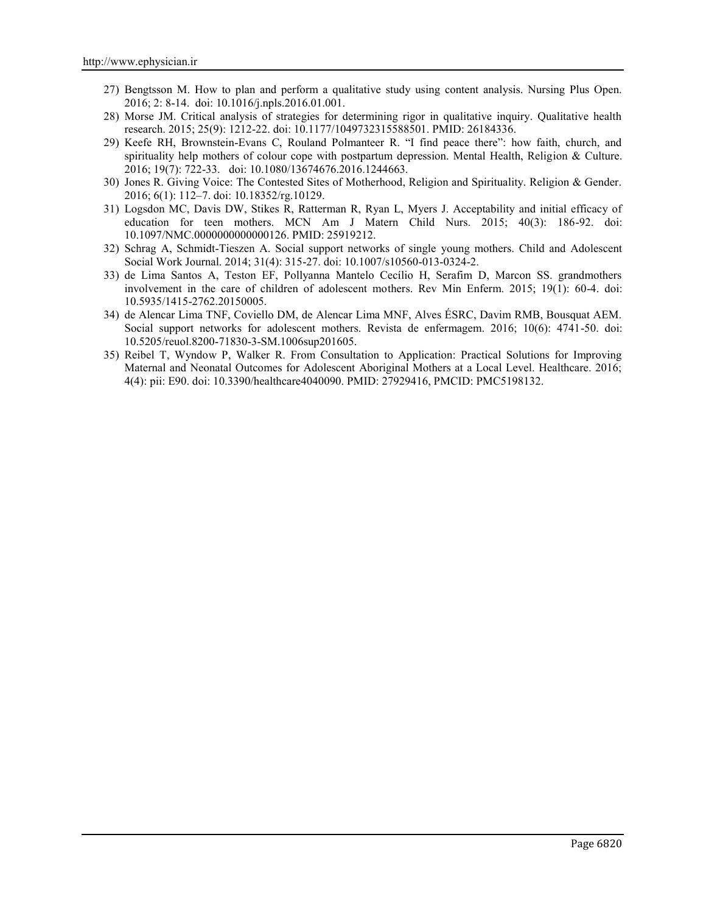27) Bengtsson M. How to plan and perform a qualitative study using content analysis. Nursing Plus Open. 2016; 2: 8-14. doi: 10.1016/j.npls.2016.01.001.
28) Morse JM. Critical analysis of strategies for determining rigor in qualitative inquiry. Qualitative health research. 2015; 25(9): 1212-22. doi: 10.1177/1049732315588501. PMID: 26184336.
29) Keefe RH, Brownstein-Evans C, Rouland Polmanteer R. "I find peace there": how faith, church, and spirituality help mothers of colour cope with postpartum depression. Mental Health, Religion & Culture. 2016; 19(7): 722-33. doi: 10.1080/13674676.2016.1244663.
30) Jones R. Giving Voice: The Contested Sites of Motherhood, Religion and Spirituality. Religion & Gender. 2016; 6(1): 112–7. doi: 10.18352/rg.10129.
31) Logsdon MC, Davis DW, Stikes R, Ratterman R, Ryan L, Myers J. Acceptability and initial efficacy of education for teen mothers. MCN Am J Matern Child Nurs. 2015; 40(3): 186-92. doi: 10.1097/NMC.0000000000000126. PMID: 25919212.
32) Schrag A, Schmidt-Tieszen A. Social support networks of single young mothers. Child and Adolescent Social Work Journal. 2014; 31(4): 315-27. doi: 10.1007/s10560-013-0324-2.
33) de Lima Santos A, Teston EF, Pollyanna Mantelo Cecílio H, Serafim D, Marcon SS. grandmothers involvement in the care of children of adolescent mothers. Rev Min Enferm. 2015; 19(1): 60-4. doi: 10.5935/1415-2762.20150005.
34) de Alencar Lima TNF, Coviello DM, de Alencar Lima MNF, Alves ÉSRC, Davim RMB, Bousquat AEM. Social support networks for adolescent mothers. Revista de enfermagem. 2016; 10(6): 4741-50. doi: 10.5205/reuol.8200-71830-3-SM.1006sup201605.
35) Reibel T, Wyndow P, Walker R. From Consultation to Application: Practical Solutions for Improving Maternal and Neonatal Outcomes for Adolescent Aboriginal Mothers at a Local Level. Healthcare. 2016; 4(4): pii: E90. doi: 10.3390/healthcare4040090. PMID: 27929416, PMCID: PMC5198132.